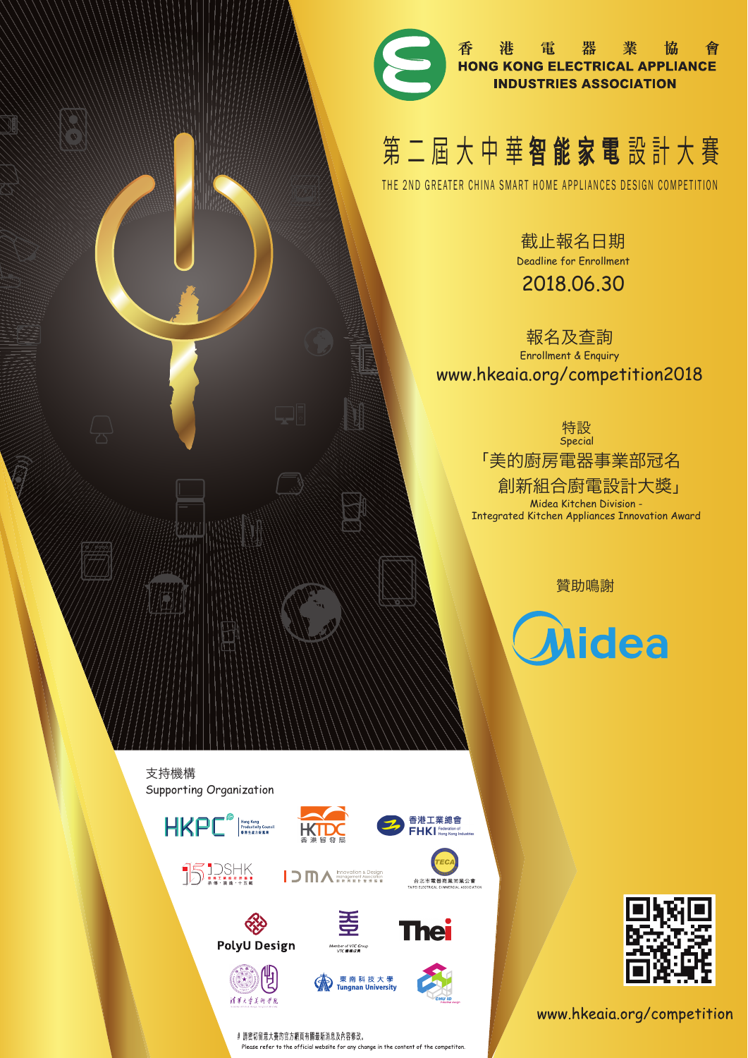# 香港電器業協會
**HONG KONG ELECTRICAL APPLIANCE INDUSTRIES ASSOCIATION**

# 第二屆大中華智能家電設計大賽
## THE 2ND GREATER CHINA SMART HOME APPLIANCES DESIGN COMPETITION

截止報名日期
Deadline for Enrollment
**2018.06.30**

報名及查詢
Enrollment & Enquiry
www.hkeaia.org/competition2018

特設
Special
「美的廚房電器事業部冠名創新組合廚電設計大獎」
Midea Kitchen Division - Integrated Kitchen Appliances Innovation Award

贊助鳴謝

Midea

支持機構
Supporting Organization

HKPC Hong Kong Productivity Council 香港生產力促進局
HKTDC 香港貿易發展局
香港工業總會 FHKI Federation of Hong Kong Industries
DSHK
IDMA Innovation & Design Management Association
TECA 台北市電器商業同業公會 TAIPEI ELECTRICAL COMMERCIAL ASSOCIATION
PolyU Design
Member of VTC Group VTC 機構成員
Thei
清華大學美術學院
東南科技大學 Tungnan University
CHU ID

www.hkeaia.org/competition

# 請密切留意大賽的官方網頁有關最新消息及內容修改。
Please refer to the official website for any change in the content of the competiton.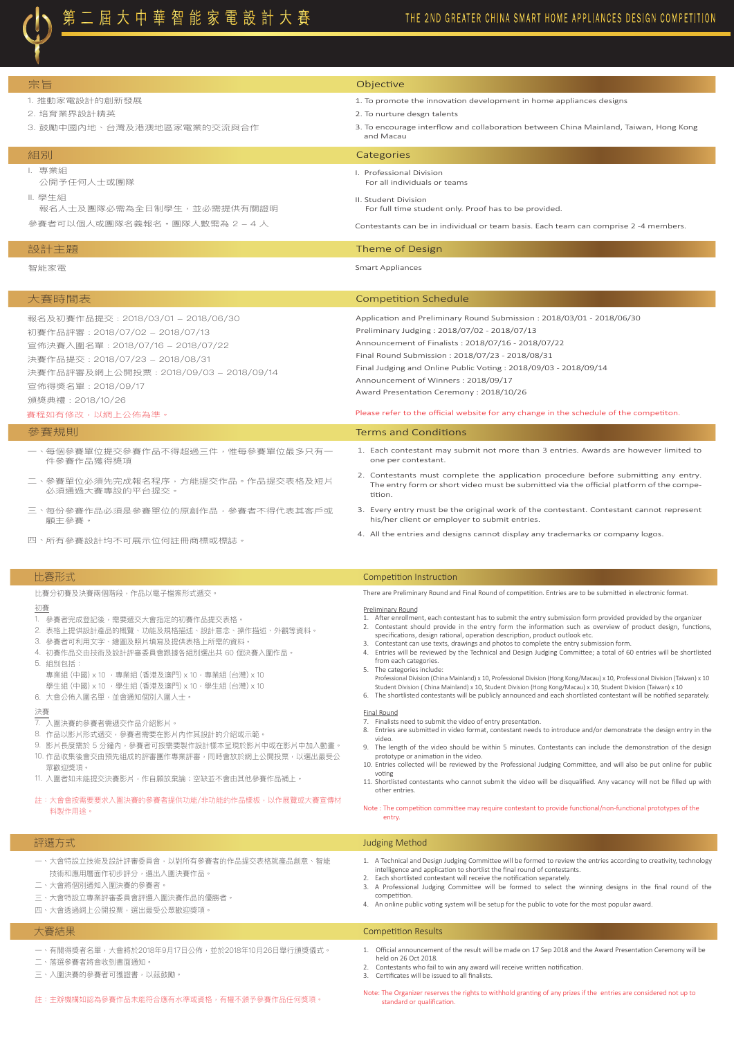# 第二屆大中華智能家電設計大賽

# THE 2ND GREATER CHINA SMART HOME APPLIANCES DESIGN COMPETITION

## 宗旨

1. 推動家電設計的創新發展
2. 培育業界設計精英
3. 鼓勵中國內地、台灣及港澳地區家電業的交流與合作

## Objective

1. To promote the innovation development in home appliances designs
2. To nurture desgn talents
3. To encourage interflow and collaboration between China Mainland, Taiwan, Hong Kong and Macau

## 組別

I. 專業組
公開予任何人士或團隊

II. 學生組
報名人士及團隊必需為全日制學生，並必需提供有關證明

參賽者可以個人或團隊名義報名。團隊人數需為 2 – 4 人

## Categories

I. Professional Division
For all individuals or teams

II. Student Division
For full time student only. Proof has to be provided.

Contestants can be in individual or team basis. Each team can comprise 2 -4 members.

## 設計主題

智能家電

## Theme of Design

Smart Appliances

## 大賽時間表

報名及初賽作品提交：2018/03/01 – 2018/06/30
初賽作品評審：2018/07/02 – 2018/07/13
宣佈決賽入圍名單：2018/07/16 – 2018/07/22
決賽作品提交：2018/07/23 – 2018/08/31
決賽作品評審及網上公開投票：2018/09/03 – 2018/09/14
宣佈得獎名單：2018/09/17
頒獎典禮：2018/10/26

賽程如有修改，以網上公佈為準。

## Competition Schedule

Application and Preliminary Round Submission : 2018/03/01 - 2018/06/30
Preliminary Judging : 2018/07/02 - 2018/07/13
Announcement of Finalists : 2018/07/16 - 2018/07/22
Final Round Submission : 2018/07/23 - 2018/08/31
Final Judging and Online Public Voting : 2018/09/03 - 2018/09/14
Announcement of Winners : 2018/09/17
Award Presentation Ceremony : 2018/10/26

Please refer to the official website for any change in the schedule of the competiton.

## 參賽規則

一、每個參賽單位提交參賽作品不得超過三件，惟每參賽單位最多只有一件參賽作品獲得獎項

二、參賽單位必須先完成報名程序，方能提交作品。作品提交表格及短片必須通過大賽專設的平台提交。

三、每份參賽作品必須是參賽單位的原創作品，參賽者不得代表其客戶或顧主參賽。

四、所有參賽設計均不可展示位何註冊商標或標誌。

## Terms and Conditions

1. Each contestant may submit not more than 3 entries. Awards are however limited to one per contestant.
2. Contestants must complete the application procedure before submitting any entry. The entry form or short video must be submitted via the official platform of the competition.
3. Every entry must be the original work of the contestant. Contestant cannot represent his/her client or employer to submit entries.
4. All the entries and designs cannot display any trademarks or company logos.

## 比賽形式

比賽分初賽及決賽兩個階段，作品以電子檔案形式遞交。

初賽

1. 參賽者完成登記後，需要遞交大會指定的初賽作品提交表格。
2. 表格上提供設計產品的概覽、功能及規格描述、設計意念、操作描述、外觀等資料。
3. 參賽者可利用文字、繪圖及照片填寫及提供表格上所需的資料。
4. 初賽作品交由技術及設計評審委員會跟據各組別選出共 60 個決賽入圍作品。
5. 組別包括：
   專業組（中國）x 10，專業組（香港及澳門）x 10，專業組（台灣）x 10
   學生組（中國）x 10，學生組（香港及澳門）x 10，學生組（台灣）x 10
6. 大會公佈入圍名單，並會通知個別入圍人士。

決賽

7. 入圍決賽的參賽者需遞交作品介紹影片。
8. 作品以影片形式遞交，參賽者需要在影片內作其設計的介紹或示範。
9. 影片長度需於 5 分鐘內，參賽者可按需要製作設計樣本呈現於影片中或在影片中加入動畫。
10. 作品收集後會交由預先組成的評審團作專業評審，同時會放於網上公開投票，以選出最受公眾歡迎獎項。
11. 入圍者如未能提交決賽影片，作自願放棄論；空缺並不會由其他參賽作品補上。

註：大會會按需要要求入圍決賽的參賽者提供功能/非功能的作品樣板，以作展覽或大賽宣傳材料製作用途。

## Competition Instruction

There are Preliminary Round and Final Round of competition. Entries are to be submitted in electronic format.

Preliminary Round

1. After enrollment, each contestant has to submit the entry submission form provided provided by the organizer
2. Contestant should provide in the entry form the information such as overview of product design, functions, specifications, design rational, operation description, product outlook etc.
3. Contestant can use texts, drawings and photos to complete the entry submission form.
4. Entries will be reviewed by the Technical and Design Judging Committee; a total of 60 entries will be shortlisted from each categories.
5. The categories include:
   Professional Division (China Mainland) x 10, Professional Division (Hong Kong/Macau) x 10, Professional Division (Taiwan) x 10
   Student Division ( China Mainland) x 10, Student Division (Hong Kong/Macau) x 10, Student Division (Taiwan) x 10
6. The shortlisted contestants will be publicly announced and each shortlisted contestant will be notified separately.

Final Round

7. Finalists need to submit the video of entry presentation.
8. Entries are submitted in video format, contestant needs to introduce and/or demonstrate the design entry in the video.
9. The length of the video should be within 5 minutes. Contestants can include the demonstration of the design prototype or animation in the video.
10. Entries collected will be reviewed by the Professional Judging Committee, and will also be put online for public voting
11. Shortlisted contestants who cannot submit the video will be disqualified. Any vacancy will not be filled up with other entries.

Note : The competition committee may require contestant to provide functional/non-functional prototypes of the entry.

## 評選方式

一、大會特設立技術及設計評審委員會，以對所有參賽者的作品提交表格就產品創意、智能技術和應用層面作初步評分，選出入圍決賽作品。
二、大會將個別通知入圍決賽的參賽者。
三、大會特設立專業評審委員會評選入圍決賽作品的優勝者。
四、大會透過網上公開投票，選出最受公眾歡迎獎項。

## Judging Method

1. A Technical and Design Judging Committee will be formed to review the entries according to creativity, technology intelligence and application to shortlist the final round of contestants.
2. Each shortlisted contestant will receive the notification separately.
3. A Professional Judging Committee will be formed to select the winning designs in the final round of the competition.
4. An online public voting system will be setup for the public to vote for the most popular award.

## 大賽結果

一、有關得獎者名單，大會將於2018年9月17日公佈，並於2018年10月26日舉行頒獎儀式。
二、落選參賽者將會收到書面通知。
三、入圍決賽的參賽者可獲證書，以茲鼓勵。

註：主辦機構如認為參賽作品未能符合應有水準或資格，有權不頒予參賽作品任何獎項。

## Competition Results

1. Official announcement of the result will be made on 17 Sep 2018 and the Award Presentation Ceremony will be held on 26 Oct 2018.
2. Contestants who fail to win any award will receive written notification.
3. Certificates will be issued to all finalists.

Note: The Organizer reserves the rights to withhold granting of any prizes if the entries are considered not up to standard or qualification.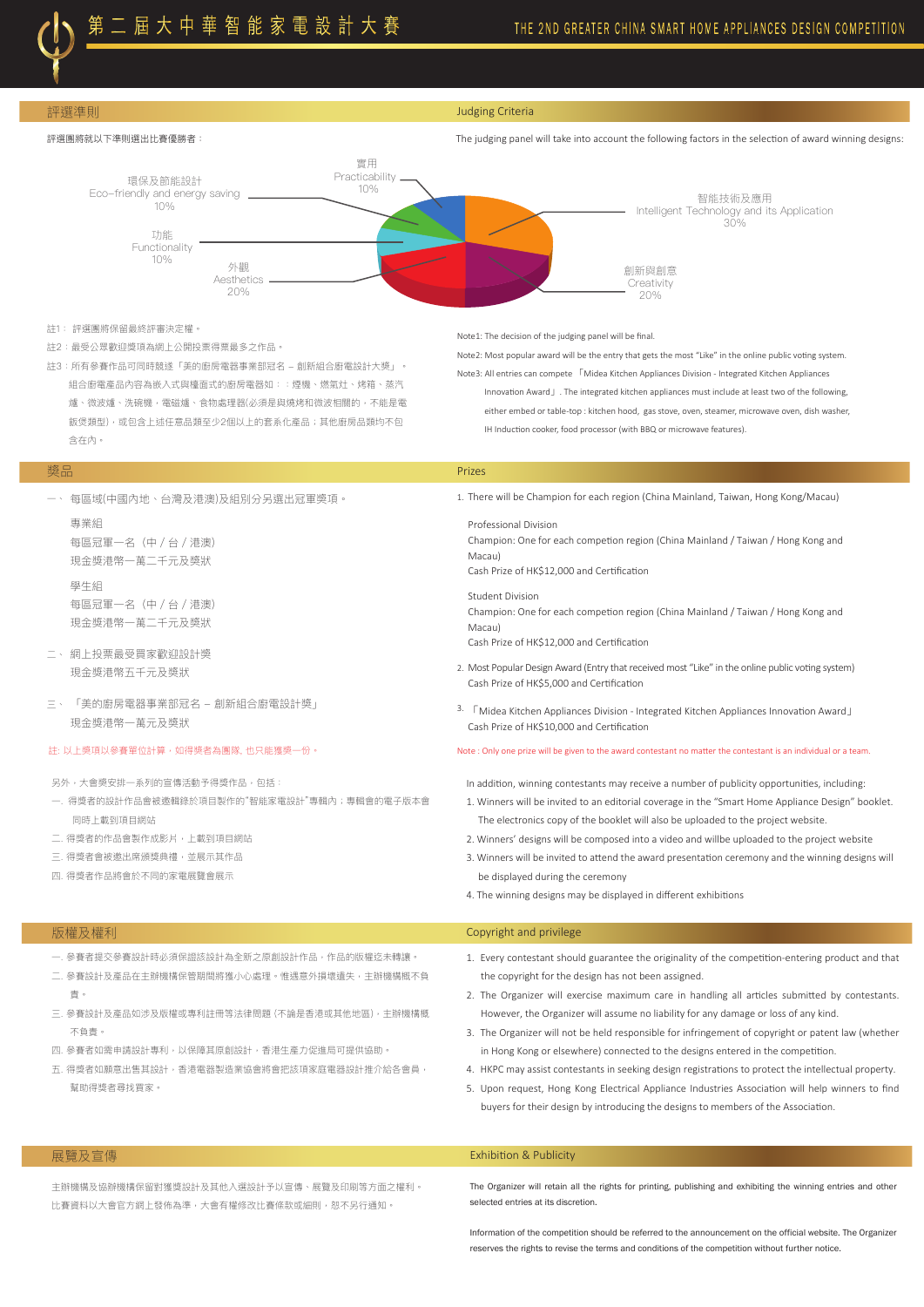# 第二屆大中華智能家電設計大賽
# THE 2ND GREATER CHINA SMART HOME APPLIANCES DESIGN COMPETITION

## 評選準則

評選團將就以下準則選出比賽優勝者：

- 智能技術及應用 30%
- 創新與創意 20%
- 外觀 20%
- 功能 10%
- 環保及節能設計 10%
- 實用 10%

註1： 評選團將保留最終評審決定權。

註2：最受公眾歡迎獎項為網上公開投票得票最多之作品。

註3：所有參賽作品可同時競逐「美的廚房電器事業部冠名 – 創新組合廚電設計大獎」。組合廚電產品內容為嵌入式與檯面式的廚房電器如：：煙機、燃氣灶、烤箱、蒸汽爐、微波爐、洗碗機，電磁爐、食物處理器(必須是與燒烤和微波相關的，不能是電飯煲類型)，或包含上述任意品類至少2個以上的套系化產品；其他廚房品類均不包含在內。

## Judging Criteria

The judging panel will take into account the following factors in the selection of award winning designs:

- Intelligent Technology and its Application 30%
- Creativity 20%
- Aesthetics 20%
- Functionality 10%
- Eco-friendly and energy saving 10%
- Practicability 10%

Note1: The decision of the judging panel will be final.

Note2: Most popular award will be the entry that gets the most "Like" in the online public voting system.

Note3: All entries can compete 「Midea Kitchen Appliances Division - Integrated Kitchen Appliances Innovation Award」. The integrated kitchen appliances must include at least two of the following, either embed or table-top : kitchen hood, gas stove, oven, steamer, microwave oven, dish washer, IH Induction cooker, food processor (with BBQ or microwave features).

## 獎品

一、 每區域(中國內地、台灣及港澳)及組別分另選出冠軍獎項。

專業組
每區冠軍一名（中 / 台 / 港澳）
現金獎港幣一萬二千元及獎狀

學生組
每區冠軍一名（中 / 台 / 港澳）
現金獎港幣一萬二千元及獎狀

二、 網上投票最受買家歡迎設計獎
現金獎港幣五千元及獎狀

三、 「美的廚房電器事業部冠名 – 創新組合廚電設計獎」
現金獎港幣一萬元及獎狀

註: 以上獎項以參賽單位計算，如得獎者為團隊, 也只能獲獎一份。

另外，大會獎安排一系列的宣傳活動予得獎作品，包括：

一. 得獎者的設計作品會被邀輯錄於項目製作的"智能家電設計"專輯內；專輯會的電子版本會同時上載到項目網站

二. 得獎者的作品會製作成影片，上載到項目網站

三. 得獎者會被邀出席頒獎典禮，並展示其作品

四. 得獎者作品將會於不同的家電展覽會展示

## Prizes

1. There will be Champion for each region (China Mainland, Taiwan, Hong Kong/Macau)

   Professional Division
   Champion: One for each competion region (China Mainland / Taiwan / Hong Kong and Macau)
   Cash Prize of HK$12,000 and Certification

   Student Division
   Champion: One for each competion region (China Mainland / Taiwan / Hong Kong and Macau)
   Cash Prize of HK$12,000 and Certification

2. Most Popular Design Award (Entry that received most "Like" in the online public voting system)
   Cash Prize of HK$5,000 and Certification

3. 「Midea Kitchen Appliances Division - Integrated Kitchen Appliances Innovation Award」
   Cash Prize of HK$10,000 and Certification

Note : Only one prize will be given to the award contestant no matter the contestant is an individual or a team.

In addition, winning contestants may receive a number of publicity opportunities, including:

1. Winners will be invited to an editorial coverage in the "Smart Home Appliance Design" booklet. The electronics copy of the booklet will also be uploaded to the project website.
2. Winners' designs will be composed into a video and willbe uploaded to the project website
3. Winners will be invited to attend the award presentation ceremony and the winning designs will be displayed during the ceremony
4. The winning designs may be displayed in different exhibitions

## 版權及權利

一. 參賽者提交參賽設計時必須保證該設計為全新之原創設計作品，作品的版權迄未轉讓。

二. 參賽設計及產品在主辦機構保管期間將獲小心處理。惟遇意外損壞遺失，主辦機構概不負責。

三. 參賽設計及產品如涉及版權或專利註冊等法律問題 (不論是香港或其他地區)，主辦機構概不負責。

四. 參賽者如需申請設計專利，香港生產力促進局可提供協助。

五. 參賽者如願意出售其設計，香港電器製造業協會將會把該項家庭電器設計推介給各會員，幫助得獎者尋找買家。

## Copyright and privilege

1. Every contestant should guarantee the originality of the competition-entering product and that the copyright for the design has not been assigned.
2. The Organizer will exercise maximum care in handling all articles submitted by contestants. However, the Organizer will assume no liability for any damage or loss of any kind.
3. The Organizer will not be held responsible for infringement of copyright or patent law (whether in Hong Kong or elsewhere) connected to the designs entered in the competition.
4. HKPC may assist contestants in seeking design registrations to protect the intellectual property.
5. Upon request, Hong Kong Electrical Appliance Industries Association will help winners to find buyers for their design by introducing the designs to members of the Association.

## 展覽及宣傳

主辦機構及協辦機構保留對獲獎設計及其他入選設計予以宣傳、展覽及印刷等方面之權利。

比賽資料以大會官方網上發佈為準，大會有權修改比賽條款或細則，恕不另行通知。

## Exhibition & Publicity

The Organizer will retain all the rights for printing, publishing and exhibiting the winning entries and other selected entries at its discretion.

Information of the competition should be referred to the announcement on the official website. The Organizer reserves the rights to revise the terms and conditions of the competition without further notice.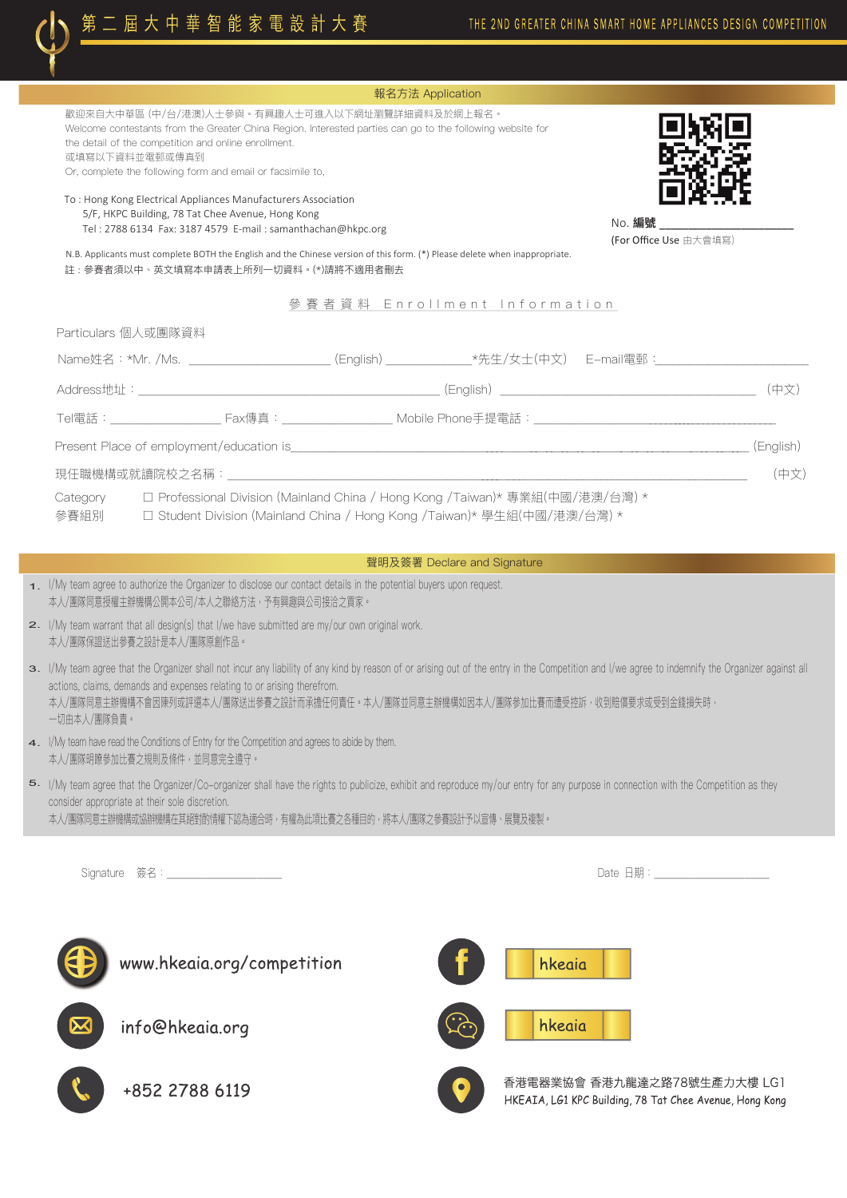# 第二屆大中華智能家電設計大賽

THE 2ND GREATER CHINA SMART HOME APPLIANCES DESIGN COMPETITION

## 報名方法 Application

歡迎來自大中華區 (中/台/港澳)人士參與。有興趣人士可進入以下網址瀏覽詳細資料及於網上報名。
Welcome contestants from the Greater China Region. Interested parties can go to the following website for the detail of the competition and online enrollment.
或填寫以下資料並電郵或傳真到
Or, complete the following form and email or facsimile to,

To : Hong Kong Electrical Appliances Manufacturers Association
5/F, HKPC Building, 78 Tat Chee Avenue, Hong Kong
Tel : 2788 6134 Fax: 3187 4579 E-mail : samanthachan@hkpc.org

No. 編號 ____________________
(For Office Use 由大會填寫)

N.B. Applicants must complete BOTH the English and the Chinese version of this form. (*) Please delete when inappropriate.
註：參賽者須以中、英文填寫本申請表上所列一切資料。(*)請將不適用者刪去

## 參賽者資料 Enrollment Information

Particulars 個人或團隊資料

Name姓名：*Mr. /Ms. ____________________ (English) ______________*先生/女士(中文) E-mail電郵：____________________

Address地址：__________________________________________ (English) ____________________________________ (中文)

Tel電話：________________ Fax傳真：________________ Mobile Phone手提電話：____________________________

Present Place of employment/education is______________________________________________________ (English)

現任職機構或就讀院校之名稱：__________________________________________________________ (中文)

Category 參賽組別
☐ Professional Division (Mainland China / Hong Kong /Taiwan)* 專業組(中國/港澳/台灣) *
☐ Student Division (Mainland China / Hong Kong /Taiwan)* 學生組(中國/港澳/台灣) *

## 聲明及簽署 Declare and Signature

1. I/My team agree to authorize the Organizer to disclose our contact details in the potential buyers upon request.
本人/團隊同意授權主辦機構公開本公司/本人之聯絡方法，予有興趣與公司接洽之買家。
2. I/My team warrant that all design(s) that I/we have submitted are my/our own original work.
本人/團隊保證送出參賽之設計是本人/團隊原創作品。
3. I/My team agree that the Organizer shall not incur any liability of any kind by reason of or arising out of the entry in the Competition and I/we agree to indemnify the Organizer against all actions, claims, demands and expenses relating to or arising therefrom.
本人/團隊同意主辦機構不會因陳列或評選本人/團隊送出參賽之設計而承擔任何責任。本人/團隊並同意主辦機構如因本人/團隊參加比賽而遭受控訴，收到賠償要求或受到金錢損失時，一切由本人/團隊負責。
4. I/My team have read the Conditions of Entry for the Competition and agrees to abide by them.
本人/團隊明瞭參加比賽之規則及條件，並同意完全遵守。
5. I/My team agree that the Organizer/Co-organizer shall have the rights to publicize, exhibit and reproduce my/our entry for any purpose in connection with the Competition as they consider appropriate at their sole discretion.
本人/團隊同意主辦機構或協辦機構在其絕對酌情權下認為適合時，有權為此項比賽之各種目的，將本人/團隊之參賽設計予以宣傳、展覽及複製。

Signature 簽名：____________________ Date 日期：____________________

www.hkeaia.org/competition

info@hkeaia.org

+852 2788 6119

hkeaia (Facebook)

hkeaia (WeChat)

香港電器業協會 香港九龍達之路78號生產力大樓 LG1
HKEAIA, LG1 KPC Building, 78 Tat Chee Avenue, Hong Kong